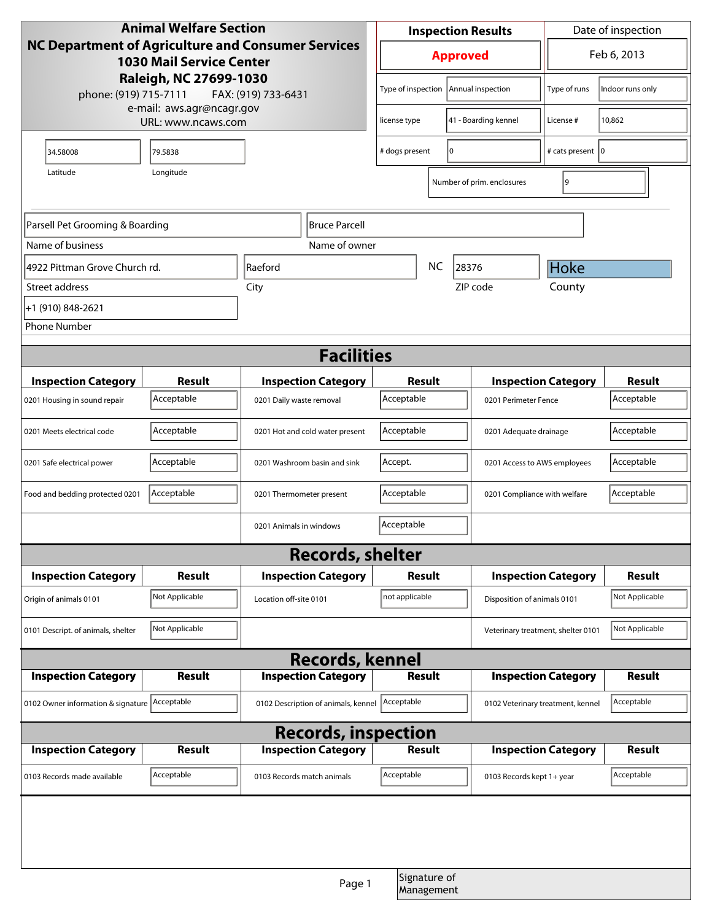**Animal Welfare Section**
**NC Department of Agriculture and Consumer Services**
**1030 Mail Service Center**
**Raleigh, NC 27699-1030**
phone: (919) 715-7111 FAX: (919) 733-6431
e-mail: aws.agr@ncagr.gov
URL: www.ncaws.com

| Inspection Results | Date of inspection |
|---|---|
| **Approved** | Feb 6, 2013 |

| | | | |
|---|---|---|---|
| Type of inspection | Annual inspection | Type of runs | Indoor runs only |
| license type | 41 - Boarding kennel | License # | 10,862 |
| # dogs present | 0 | # cats present | 0 |
| Number of prim. enclosures | 9 | | |

| Latitude | Longitude |
|---|---|
| 34.58008 | 79.5838 |

| Name of business | Name of owner |
|---|---|
| Parsell Pet Grooming & Boarding | Bruce Parcell |

| Street address | City | | ZIP code | County |
|---|---|---|---|---|
| 4922 Pittman Grove Church rd. | Raeford | NC | 28376 | Hoke |

Phone Number: +1 (910) 848-2621

## Facilities

| Inspection Category | Result | Inspection Category | Result | Inspection Category | Result |
|---|---|---|---|---|---|
| 0201 Housing in sound repair | Acceptable | 0201 Daily waste removal | Acceptable | 0201 Perimeter Fence | Acceptable |
| 0201 Meets electrical code | Acceptable | 0201 Hot and cold water present | Acceptable | 0201 Adequate drainage | Acceptable |
| 0201 Safe electrical power | Acceptable | 0201 Washroom basin and sink | Accept. | 0201 Access to AWS employees | Acceptable |
| Food and bedding protected 0201 | Acceptable | 0201 Thermometer present | Acceptable | 0201 Compliance with welfare | Acceptable |
| | | 0201 Animals in windows | Acceptable | | |

## Records, shelter

| Inspection Category | Result | Inspection Category | Result | Inspection Category | Result |
|---|---|---|---|---|---|
| Origin of animals 0101 | Not Applicable | Location off-site 0101 | not applicable | Disposition of animals 0101 | Not Applicable |
| 0101 Descript. of animals, shelter | Not Applicable | | | Veterinary treatment, shelter 0101 | Not Applicable |

## Records, kennel

| Inspection Category | Result | Inspection Category | Result | Inspection Category | Result |
|---|---|---|---|---|---|
| 0102 Owner information & signature | Acceptable | 0102 Description of animals, kennel | Acceptable | 0102 Veterinary treatment, kennel | Acceptable |

## Records, inspection

| Inspection Category | Result | Inspection Category | Result | Inspection Category | Result |
|---|---|---|---|---|---|
| 0103 Records made available | Acceptable | 0103 Records match animals | Acceptable | 0103 Records kept 1+ year | Acceptable |

Signature of Management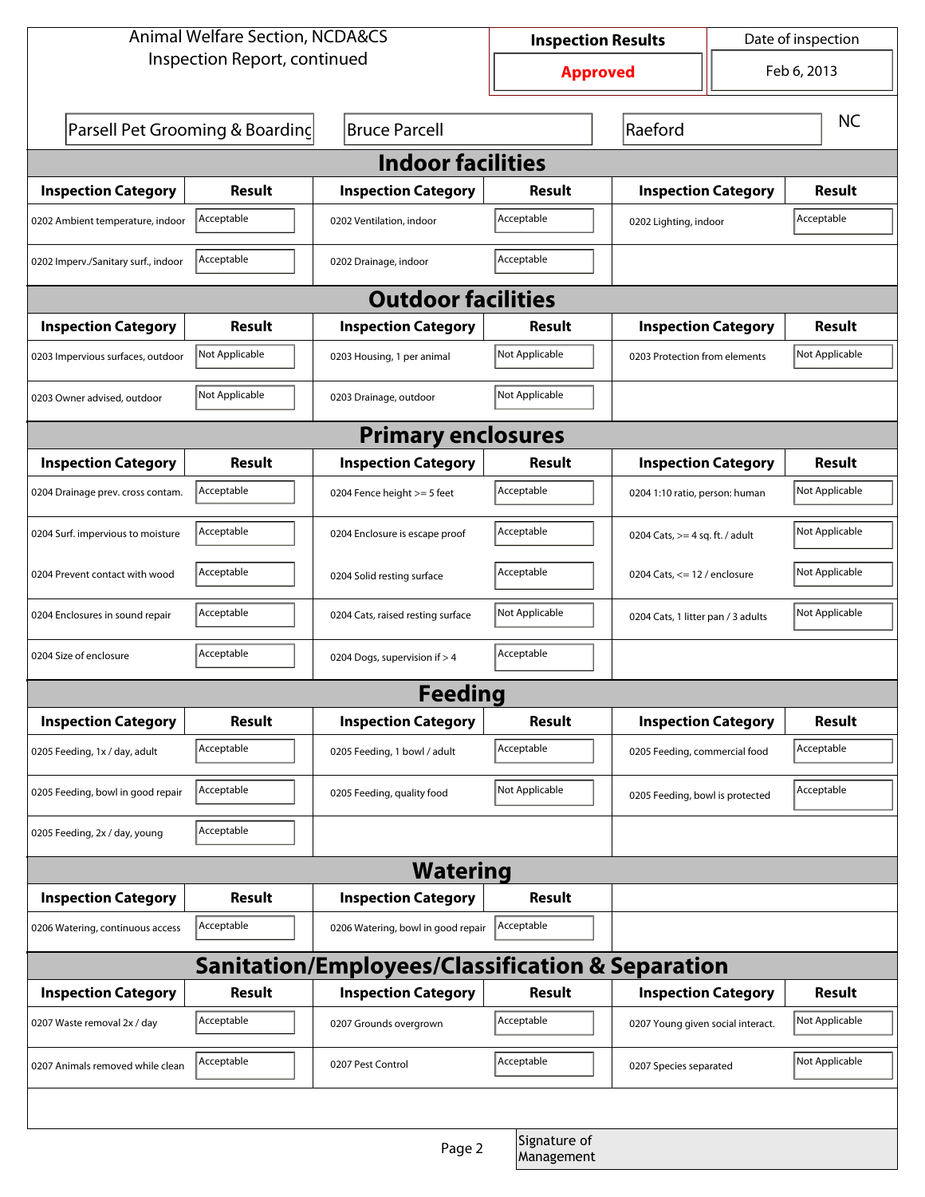Animal Welfare Section, NCDA&CS
Inspection Report, continued

| Inspection Results | Date of inspection |
| --- | --- |
| Approved | Feb 6, 2013 |

Parsell Pet Grooming & Boarding | Bruce Parcell | Raeford | NC

## Indoor facilities

| Inspection Category | Result | Inspection Category | Result | Inspection Category | Result |
| --- | --- | --- | --- | --- | --- |
| 0202 Ambient temperature, indoor | Acceptable | 0202 Ventilation, indoor | Acceptable | 0202 Lighting, indoor | Acceptable |
| 0202 Imperv./Sanitary surf., indoor | Acceptable | 0202 Drainage, indoor | Acceptable | | |

## Outdoor facilities

| Inspection Category | Result | Inspection Category | Result | Inspection Category | Result |
| --- | --- | --- | --- | --- | --- |
| 0203 Impervious surfaces, outdoor | Not Applicable | 0203 Housing, 1 per animal | Not Applicable | 0203 Protection from elements | Not Applicable |
| 0203 Owner advised, outdoor | Not Applicable | 0203 Drainage, outdoor | Not Applicable | | |

## Primary enclosures

| Inspection Category | Result | Inspection Category | Result | Inspection Category | Result |
| --- | --- | --- | --- | --- | --- |
| 0204 Drainage prev. cross contam. | Acceptable | 0204 Fence height >= 5 feet | Acceptable | 0204 1:10 ratio, person: human | Not Applicable |
| 0204 Surf. impervious to moisture | Acceptable | 0204 Enclosure is escape proof | Acceptable | 0204 Cats, >= 4 sq. ft. / adult | Not Applicable |
| 0204 Prevent contact with wood | Acceptable | 0204 Solid resting surface | Acceptable | 0204 Cats, <= 12 / enclosure | Not Applicable |
| 0204 Enclosures in sound repair | Acceptable | 0204 Cats, raised resting surface | Not Applicable | 0204 Cats, 1 litter pan / 3 adults | Not Applicable |
| 0204 Size of enclosure | Acceptable | 0204 Dogs, supervision if > 4 | Acceptable | | |

## Feeding

| Inspection Category | Result | Inspection Category | Result | Inspection Category | Result |
| --- | --- | --- | --- | --- | --- |
| 0205 Feeding, 1x / day, adult | Acceptable | 0205 Feeding, 1 bowl / adult | Acceptable | 0205 Feeding, commercial food | Acceptable |
| 0205 Feeding, bowl in good repair | Acceptable | 0205 Feeding, quality food | Not Applicable | 0205 Feeding, bowl is protected | Acceptable |
| 0205 Feeding, 2x / day, young | Acceptable | | | | |

## Watering

| Inspection Category | Result | Inspection Category | Result |
| --- | --- | --- | --- |
| 0206 Watering, continuous access | Acceptable | 0206 Watering, bowl in good repair | Acceptable |

## Sanitation/Employees/Classification & Separation

| Inspection Category | Result | Inspection Category | Result | Inspection Category | Result |
| --- | --- | --- | --- | --- | --- |
| 0207 Waste removal 2x / day | Acceptable | 0207 Grounds overgrown | Acceptable | 0207 Young given social interact. | Not Applicable |
| 0207 Animals removed while clean | Acceptable | 0207 Pest Control | Acceptable | 0207 Species separated | Not Applicable |

Signature of Management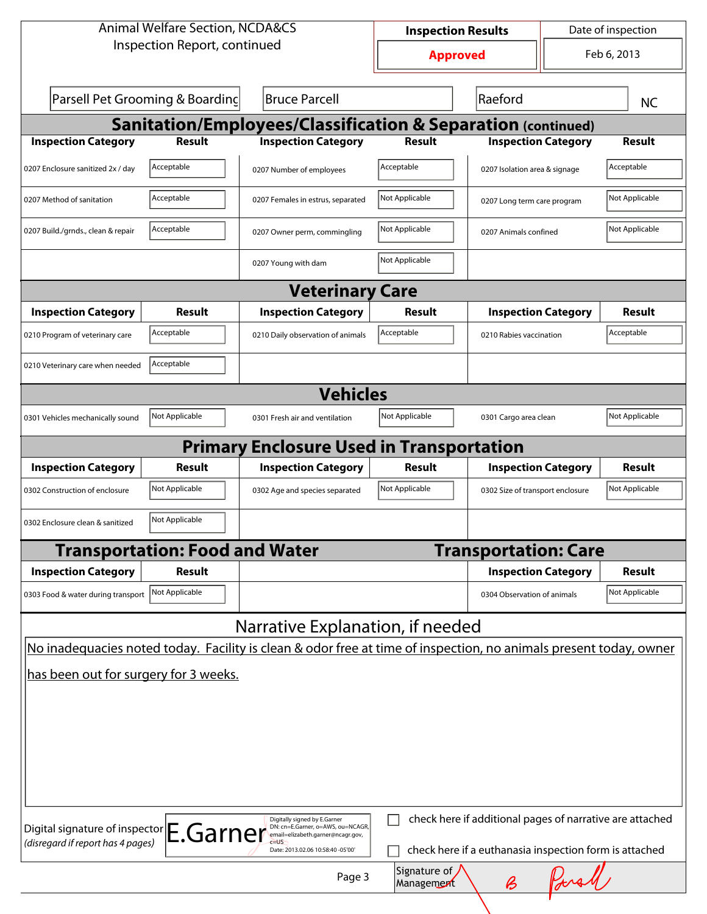Animal Welfare Section, NCDA&CS
Inspection Report, continued

| Inspection Results | Date of inspection |
|---|---|
| Approved | Feb 6, 2013 |

Parsell Pet Grooming & Boarding | Bruce Parcell | Raeford | NC

## Sanitation/Employees/Classification & Separation (continued)

| Inspection Category | Result | Inspection Category | Result | Inspection Category | Result |
|---|---|---|---|---|---|
| 0207 Enclosure sanitized 2x / day | Acceptable | 0207 Number of employees | Acceptable | 0207 Isolation area & signage | Acceptable |
| 0207 Method of sanitation | Acceptable | 0207 Females in estrus, separated | Not Applicable | 0207 Long term care program | Not Applicable |
| 0207 Build./grnds., clean & repair | Acceptable | 0207 Owner perm, commingling | Not Applicable | 0207 Animals confined | Not Applicable |
| | | 0207 Young with dam | Not Applicable | | |

## Veterinary Care

| Inspection Category | Result | Inspection Category | Result | Inspection Category | Result |
|---|---|---|---|---|---|
| 0210 Program of veterinary care | Acceptable | 0210 Daily observation of animals | Acceptable | 0210 Rabies vaccination | Acceptable |
| 0210 Veterinary care when needed | Acceptable | | | | |

## Vehicles

| Inspection Category | Result | Inspection Category | Result | Inspection Category | Result |
|---|---|---|---|---|---|
| 0301 Vehicles mechanically sound | Not Applicable | 0301 Fresh air and ventilation | Not Applicable | 0301 Cargo area clean | Not Applicable |

## Primary Enclosure Used in Transportation

| Inspection Category | Result | Inspection Category | Result | Inspection Category | Result |
|---|---|---|---|---|---|
| 0302 Construction of enclosure | Not Applicable | 0302 Age and species separated | Not Applicable | 0302 Size of transport enclosure | Not Applicable |
| 0302 Enclosure clean & sanitized | Not Applicable | | | | |

## Transportation: Food and Water

| Inspection Category | Result |
|---|---|
| 0303 Food & water during transport | Not Applicable |

## Transportation: Care

| Inspection Category | Result |
|---|---|
| 0304 Observation of animals | Not Applicable |

## Narrative Explanation, if needed

No inadequacies noted today. Facility is clean & odor free at time of inspection, no animals present today, owner has been out for surgery for 3 weeks.

Digital signature of inspector
*(disregard if report has 4 pages)*

E.Garner — Digitally signed by E.Garner DN: cn=E.Garner, o=AWS, ou=NCAGR, email=elizabeth.garner@ncagr.gov, c=US Date: 2013.02.06 10:58:40 -05'00'

☐ check here if additional pages of narrative are attached

☐ check here if a euthanasia inspection form is attached

Signature of Management: B Parsell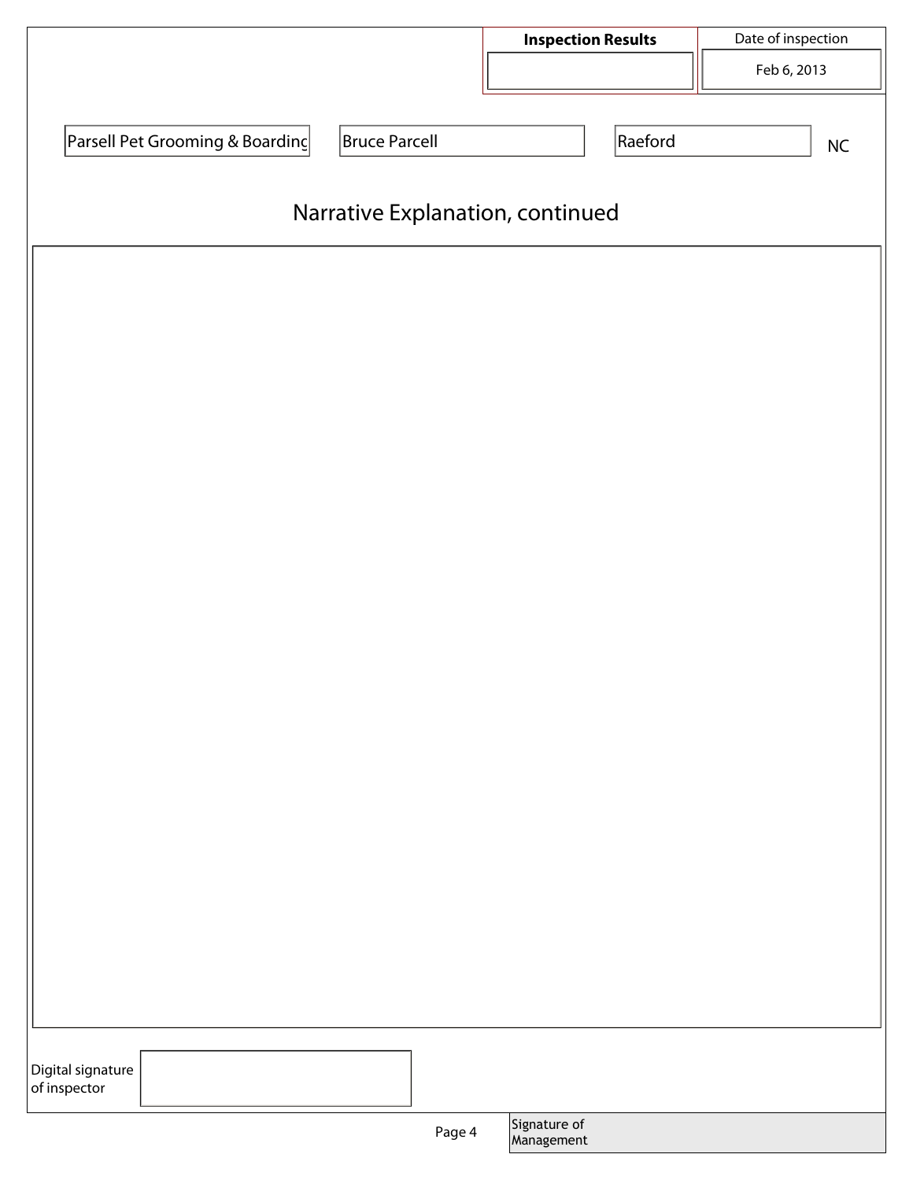| Inspection Results | Date of inspection |
| --- | --- |
| | Feb 6, 2013 |

Parsell Pet Grooming & Boarding | Bruce Parcell | Raeford | NC

## Narrative Explanation, continued

Digital signature of inspector

Signature of Management